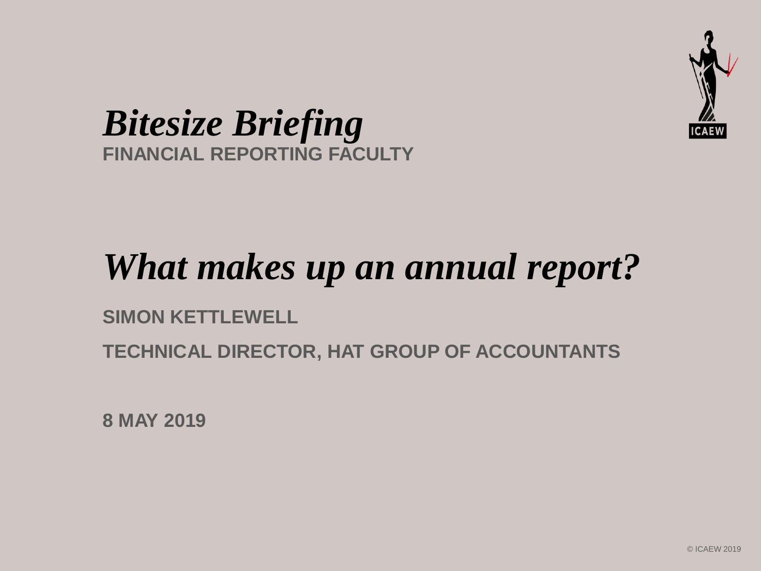*Bitesize Briefing*

**FINANCIAL REPORTING FACULTY**

# *What makes up an annual report?*

**SIMON KETTLEWELL**

**TECHNICAL DIRECTOR, HAT GROUP OF ACCOUNTANTS**

**8 MAY 2019**

© ICAEW 2019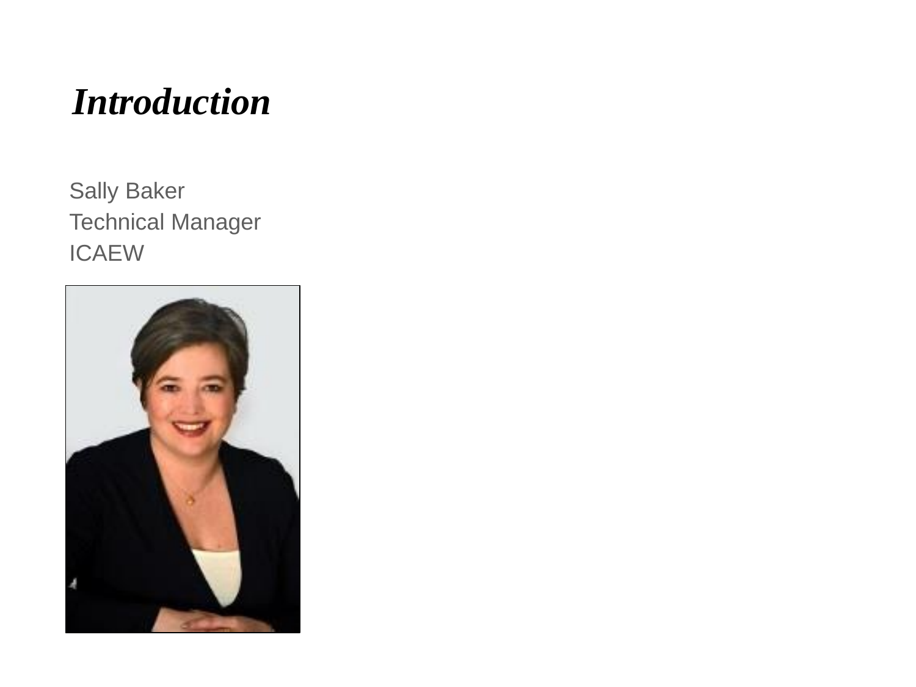# *Introduction*

Sally Baker
Technical Manager
ICAEW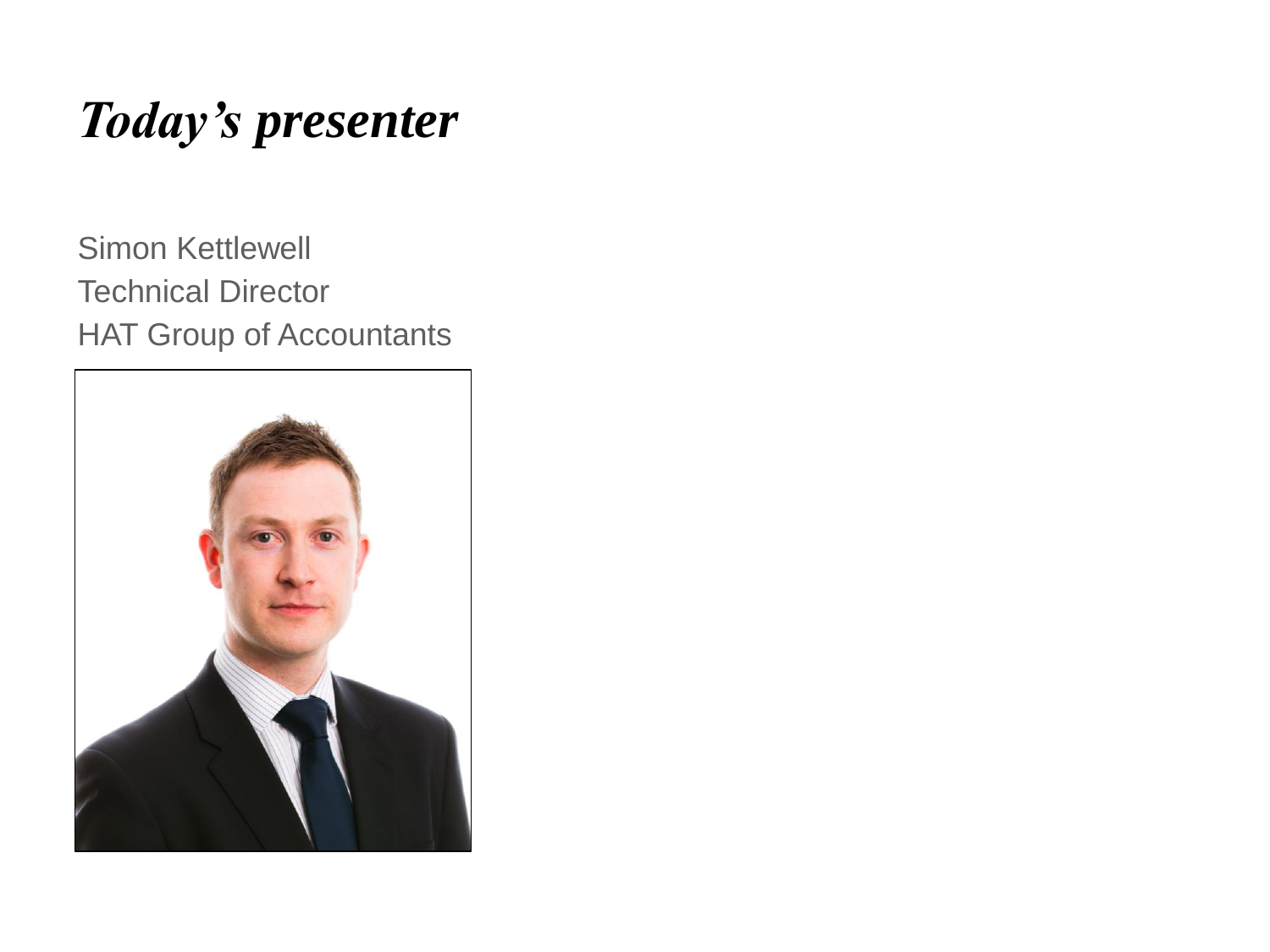# *Today's presenter*

Simon Kettlewell
Technical Director
HAT Group of Accountants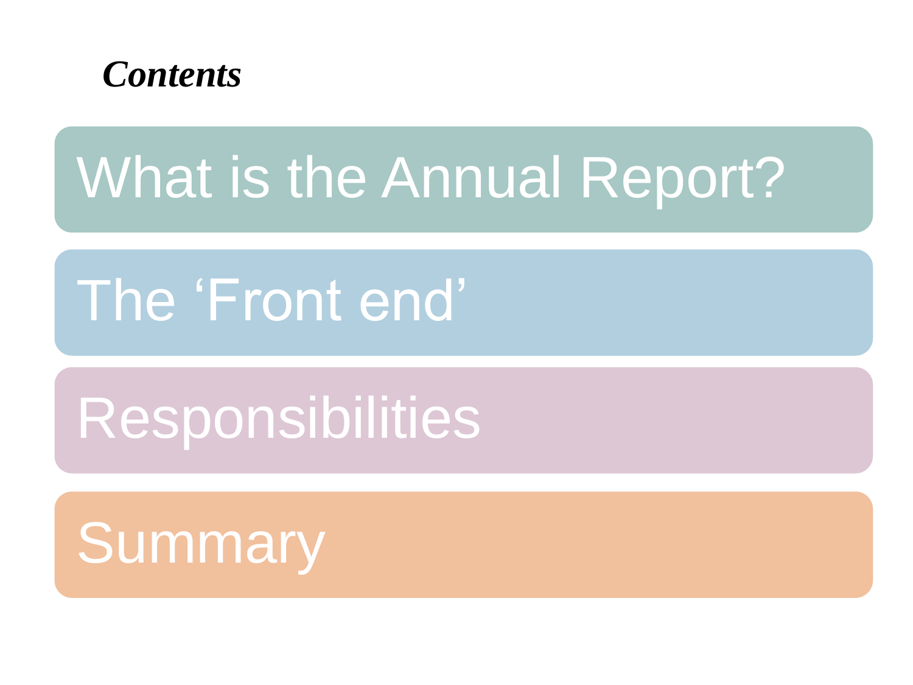## *Contents*

- What is the Annual Report?
- The ‘Front end’
- Responsibilities
- Summary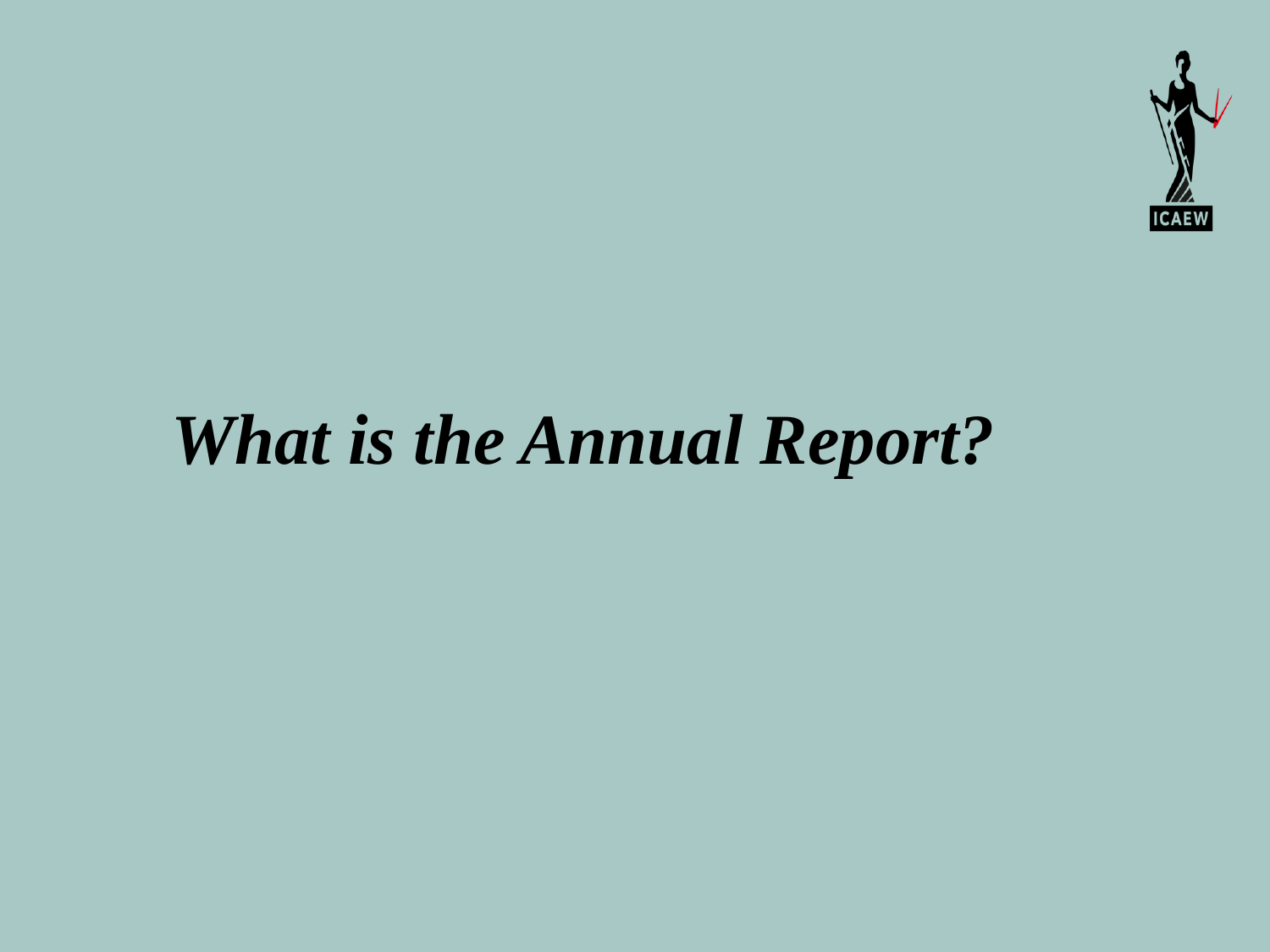# *What is the Annual Report?*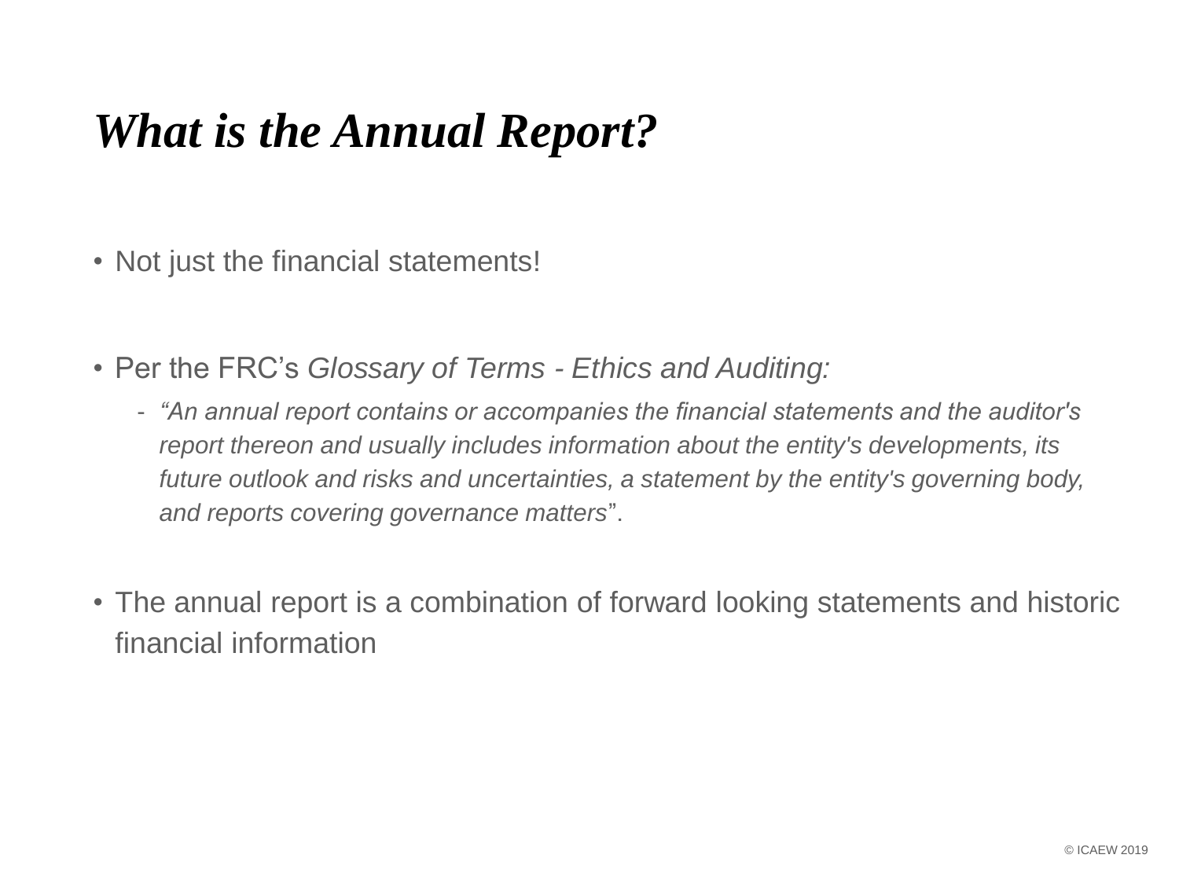# *What is the Annual Report?*

- Not just the financial statements!

- Per the FRC's *Glossary of Terms - Ethics and Auditing:*
  - *"An annual report contains or accompanies the financial statements and the auditor's report thereon and usually includes information about the entity's developments, its future outlook and risks and uncertainties, a statement by the entity's governing body, and reports covering governance matters*".

- The annual report is a combination of forward looking statements and historic financial information

© ICAEW 2019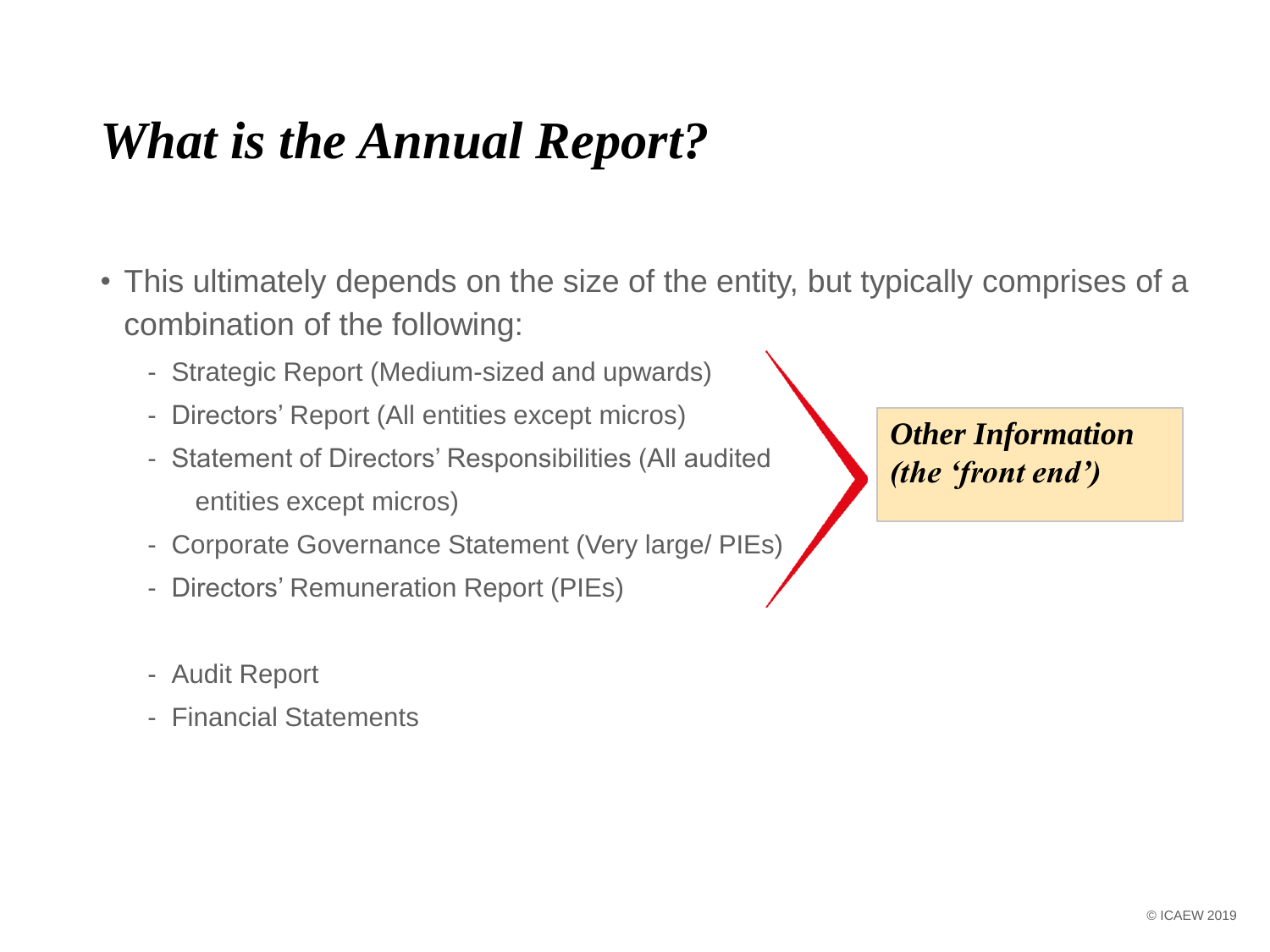# *What is the Annual Report?*

- This ultimately depends on the size of the entity, but typically comprises of a combination of the following:
  - Strategic Report (Medium-sized and upwards)
  - Directors' Report (All entities except micros)
  - Statement of Directors' Responsibilities (All audited entities except micros)
  - Corporate Governance Statement (Very large/ PIEs)
  - Directors' Remuneration Report (PIEs)

  - Audit Report
  - Financial Statements

***Other Information (the 'front end')***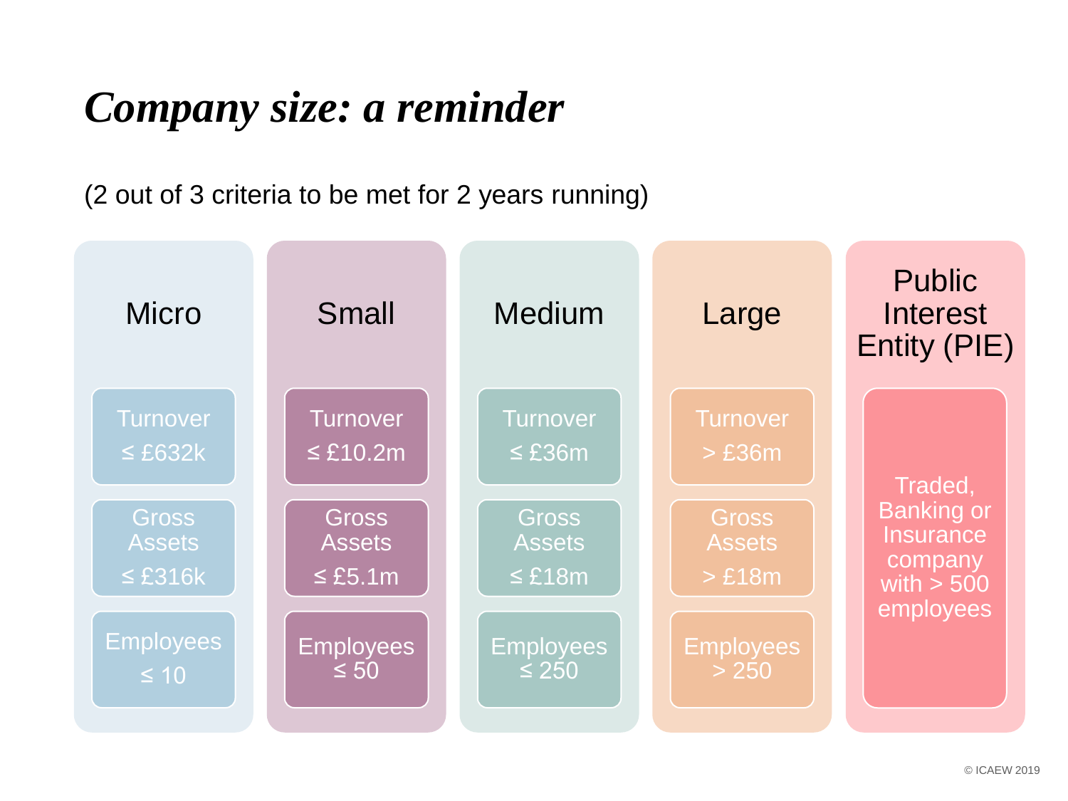# *Company size: a reminder*

(2 out of 3 criteria to be met for 2 years running)

| Micro | Small | Medium | Large | Public Interest Entity (PIE) |
| --- | --- | --- | --- | --- |
| Turnover ≤ £632k | Turnover ≤ £10.2m | Turnover ≤ £36m | Turnover > £36m | Traded, Banking or Insurance company with > 500 employees |
| Gross Assets ≤ £316k | Gross Assets ≤ £5.1m | Gross Assets ≤ £18m | Gross Assets > £18m | |
| Employees ≤ 10 | Employees ≤ 50 | Employees ≤ 250 | Employees > 250 | |

© ICAEW 2019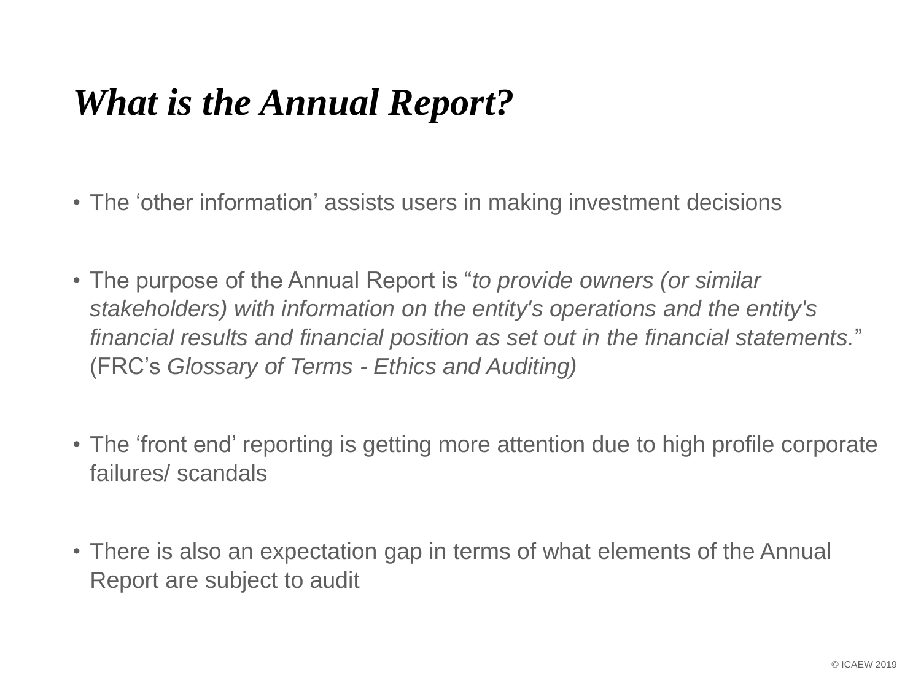# *What is the Annual Report?*

- The ‘other information’ assists users in making investment decisions
- The purpose of the Annual Report is “*to provide owners (or similar stakeholders) with information on the entity's operations and the entity's financial results and financial position as set out in the financial statements.*” (FRC’s *Glossary of Terms - Ethics and Auditing)*
- The ‘front end’ reporting is getting more attention due to high profile corporate failures/ scandals
- There is also an expectation gap in terms of what elements of the Annual Report are subject to audit

© ICAEW 2019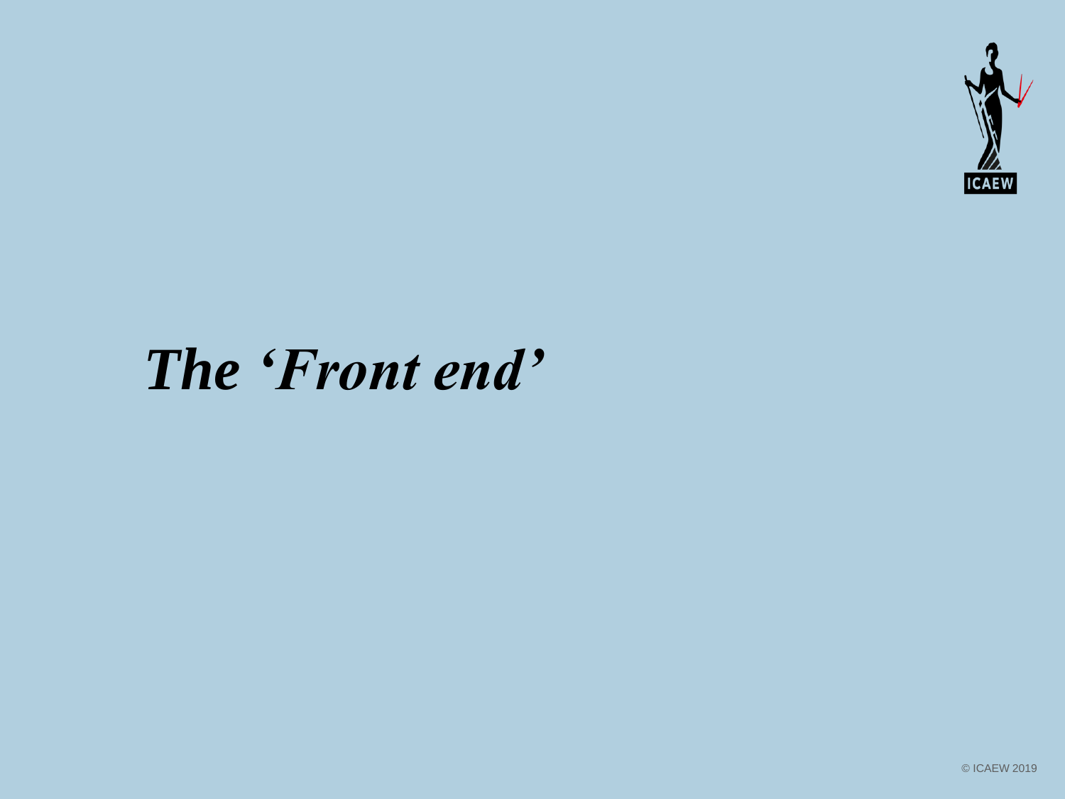# *The 'Front end'*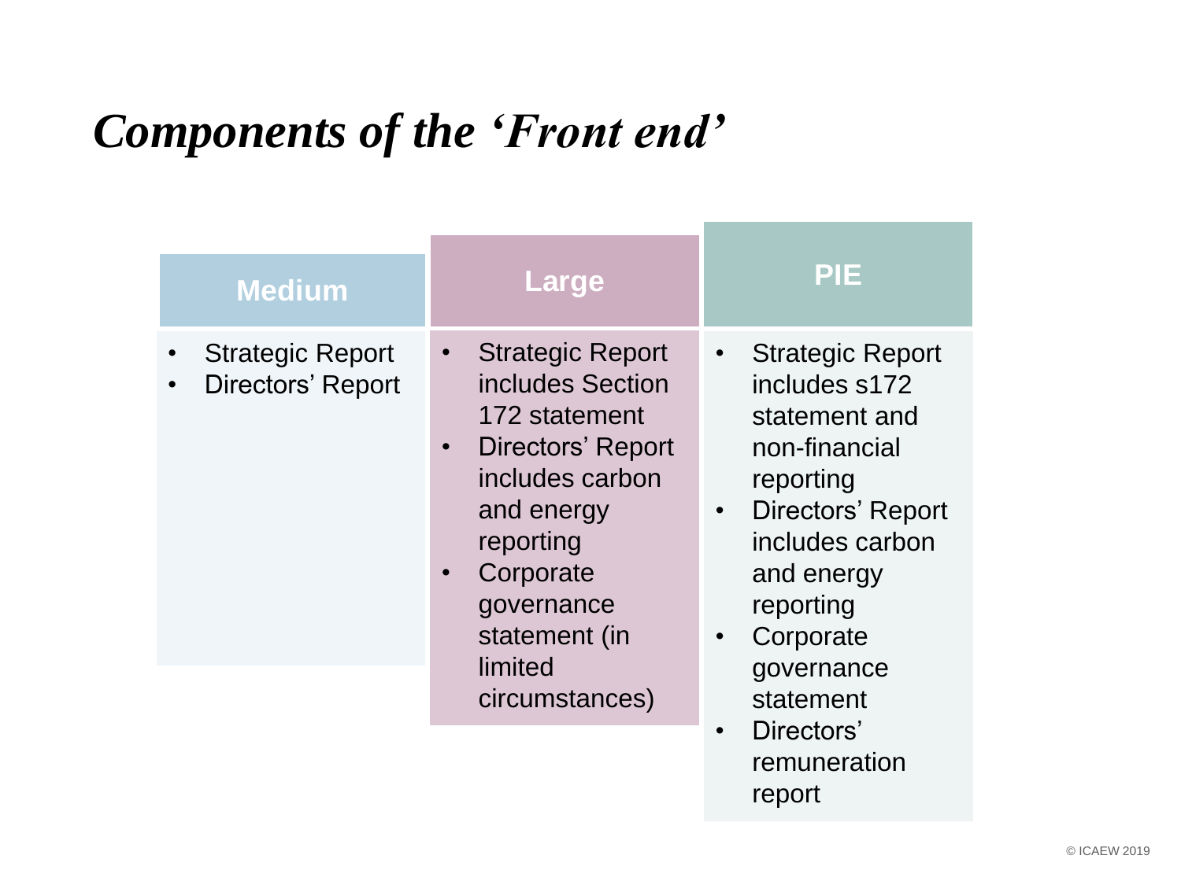# *Components of the 'Front end'*

| Medium | Large | PIE |
|---|---|---|
| • Strategic Report<br>• Directors' Report | • Strategic Report includes Section 172 statement<br>• Directors' Report includes carbon and energy reporting<br>• Corporate governance statement (in limited circumstances) | • Strategic Report includes s172 statement and non-financial reporting<br>• Directors' Report includes carbon and energy reporting<br>• Corporate governance statement<br>• Directors' remuneration report |

© ICAEW 2019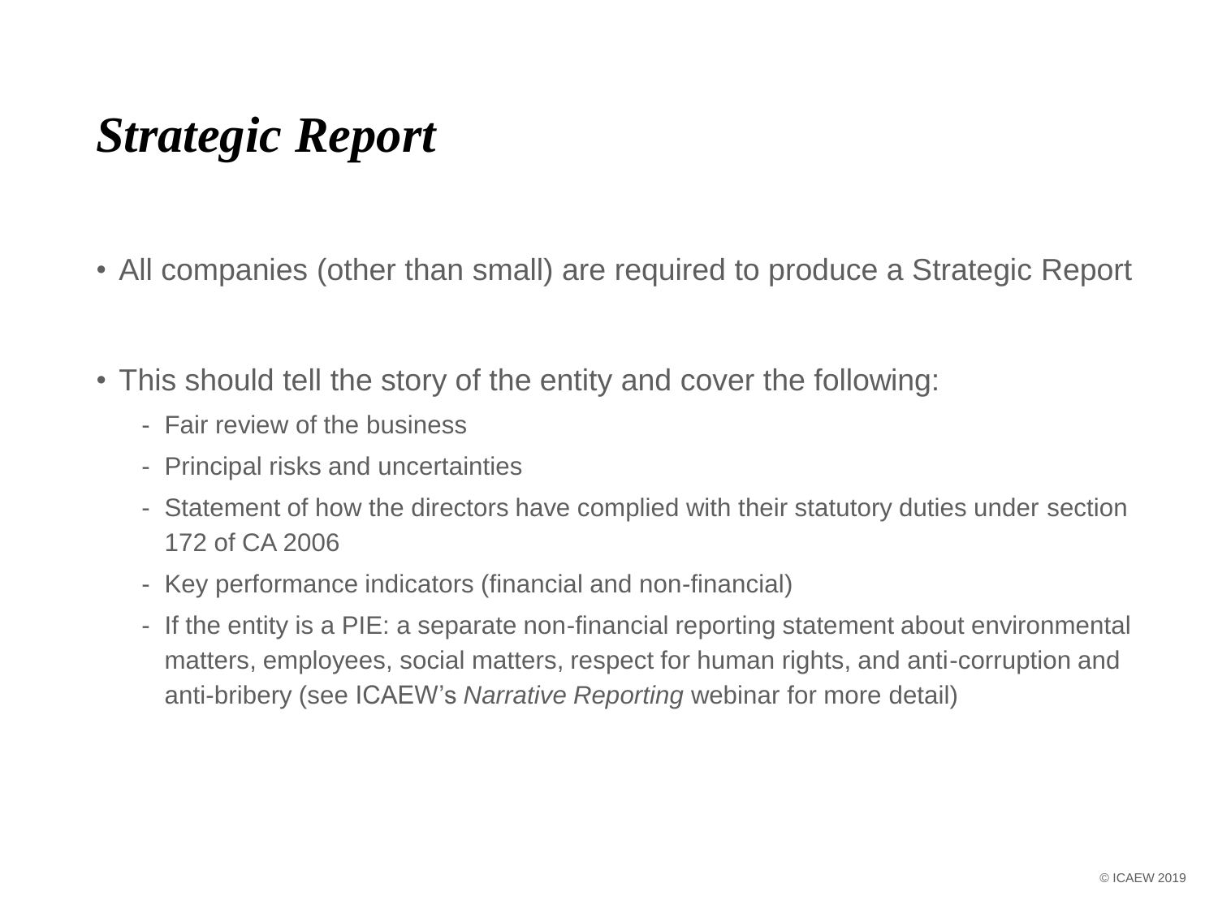# *Strategic Report*

- All companies (other than small) are required to produce a Strategic Report

- This should tell the story of the entity and cover the following:
  - Fair review of the business
  - Principal risks and uncertainties
  - Statement of how the directors have complied with their statutory duties under section 172 of CA 2006
  - Key performance indicators (financial and non-financial)
  - If the entity is a PIE: a separate non-financial reporting statement about environmental matters, employees, social matters, respect for human rights, and anti-corruption and anti-bribery (see ICAEW's *Narrative Reporting* webinar for more detail)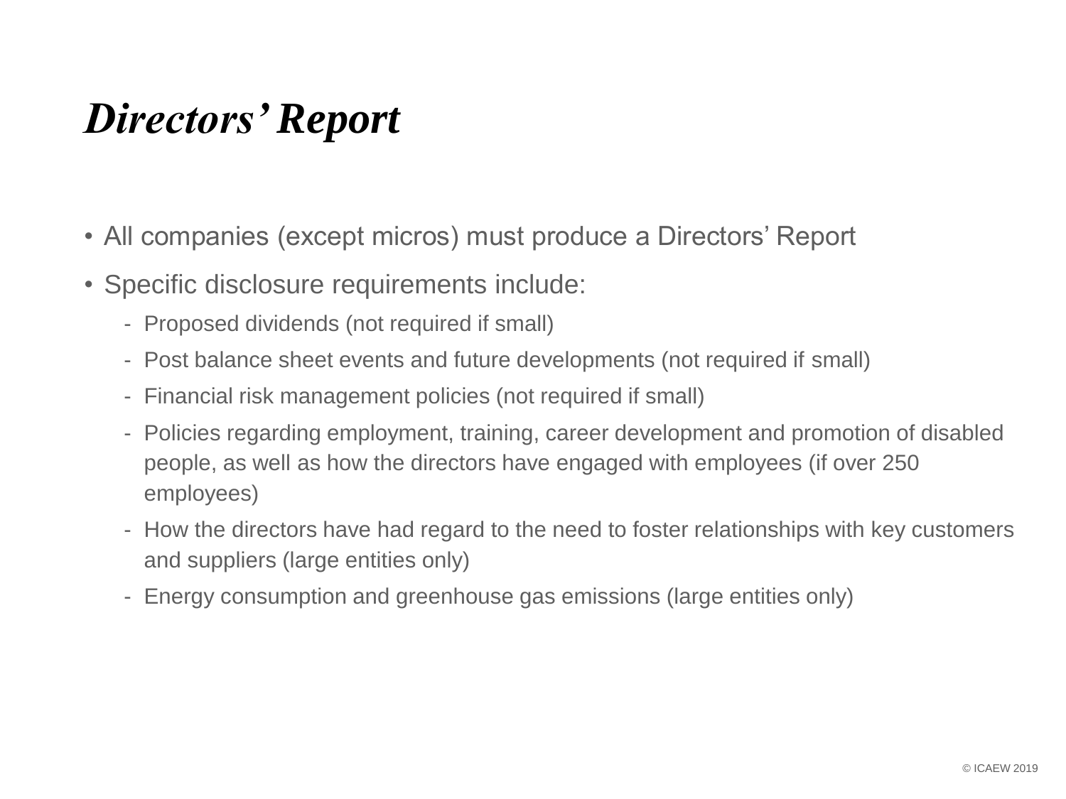# *Directors' Report*

- All companies (except micros) must produce a Directors' Report
- Specific disclosure requirements include:
  - Proposed dividends (not required if small)
  - Post balance sheet events and future developments (not required if small)
  - Financial risk management policies (not required if small)
  - Policies regarding employment, training, career development and promotion of disabled people, as well as how the directors have engaged with employees (if over 250 employees)
  - How the directors have had regard to the need to foster relationships with key customers and suppliers (large entities only)
  - Energy consumption and greenhouse gas emissions (large entities only)

© ICAEW 2019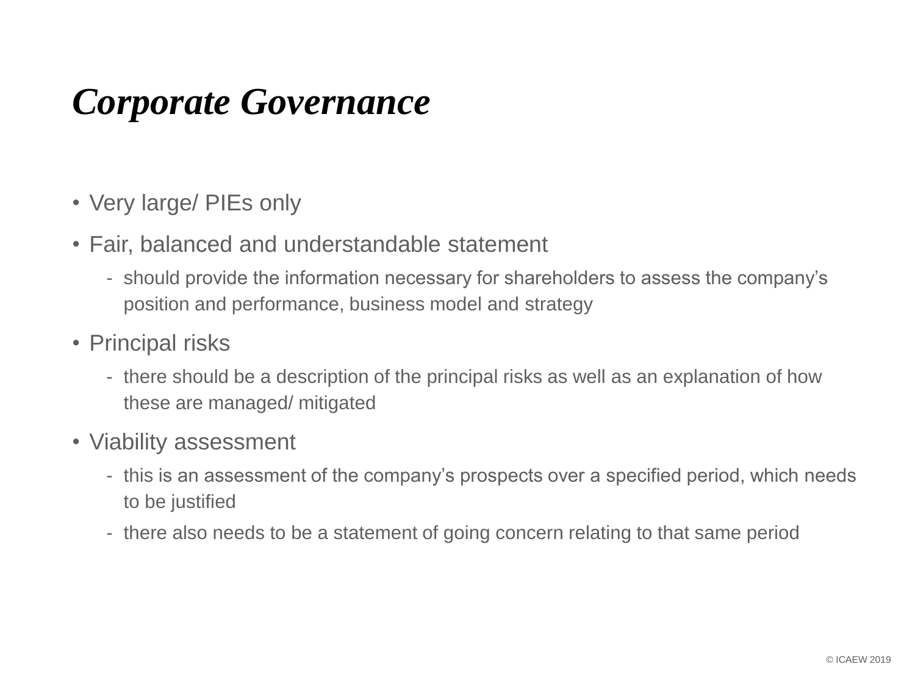# *Corporate Governance*

- Very large/ PIEs only
- Fair, balanced and understandable statement
  - should provide the information necessary for shareholders to assess the company's position and performance, business model and strategy
- Principal risks
  - there should be a description of the principal risks as well as an explanation of how these are managed/ mitigated
- Viability assessment
  - this is an assessment of the company's prospects over a specified period, which needs to be justified
  - there also needs to be a statement of going concern relating to that same period

© ICAEW 2019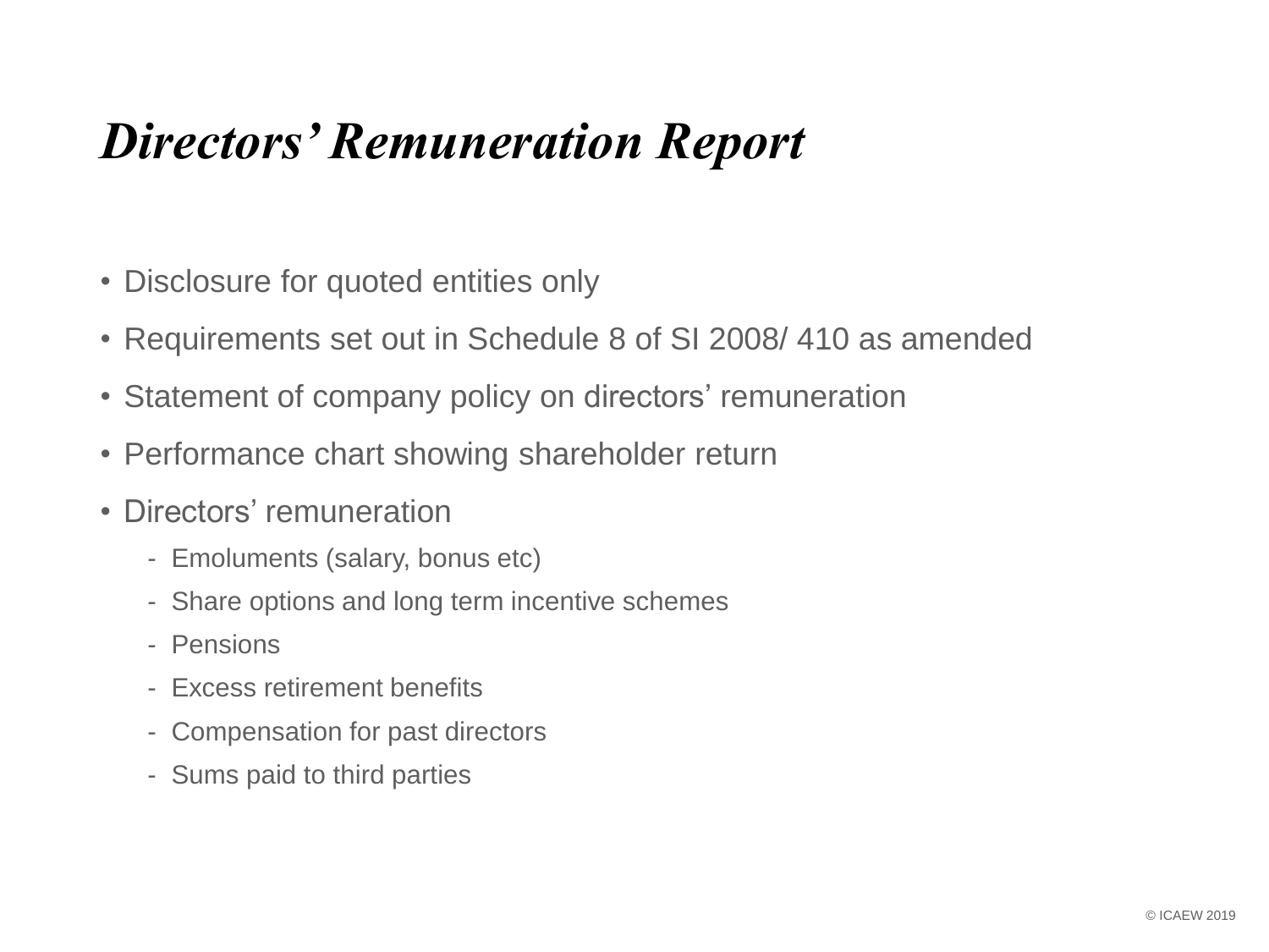# *Directors' Remuneration Report*

- Disclosure for quoted entities only
- Requirements set out in Schedule 8 of SI 2008/ 410 as amended
- Statement of company policy on directors' remuneration
- Performance chart showing shareholder return
- Directors' remuneration
  - Emoluments (salary, bonus etc)
  - Share options and long term incentive schemes
  - Pensions
  - Excess retirement benefits
  - Compensation for past directors
  - Sums paid to third parties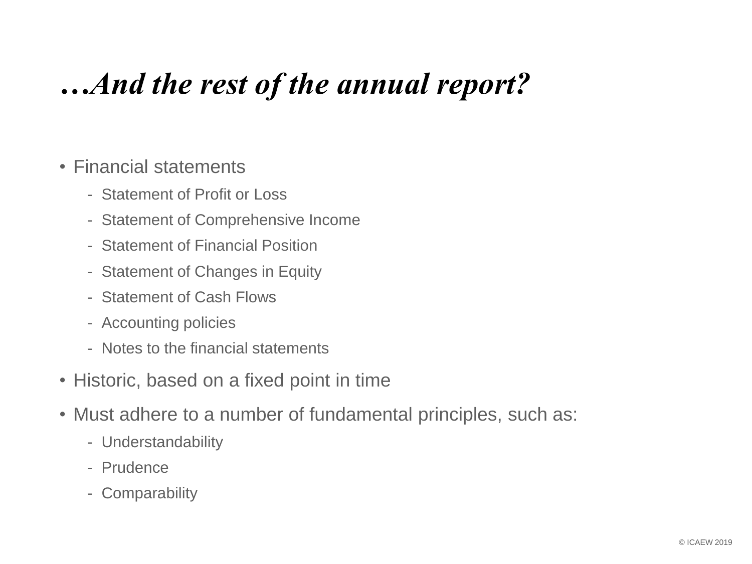# *…And the rest of the annual report?*

- Financial statements
  - Statement of Profit or Loss
  - Statement of Comprehensive Income
  - Statement of Financial Position
  - Statement of Changes in Equity
  - Statement of Cash Flows
  - Accounting policies
  - Notes to the financial statements
- Historic, based on a fixed point in time
- Must adhere to a number of fundamental principles, such as:
  - Understandability
  - Prudence
  - Comparability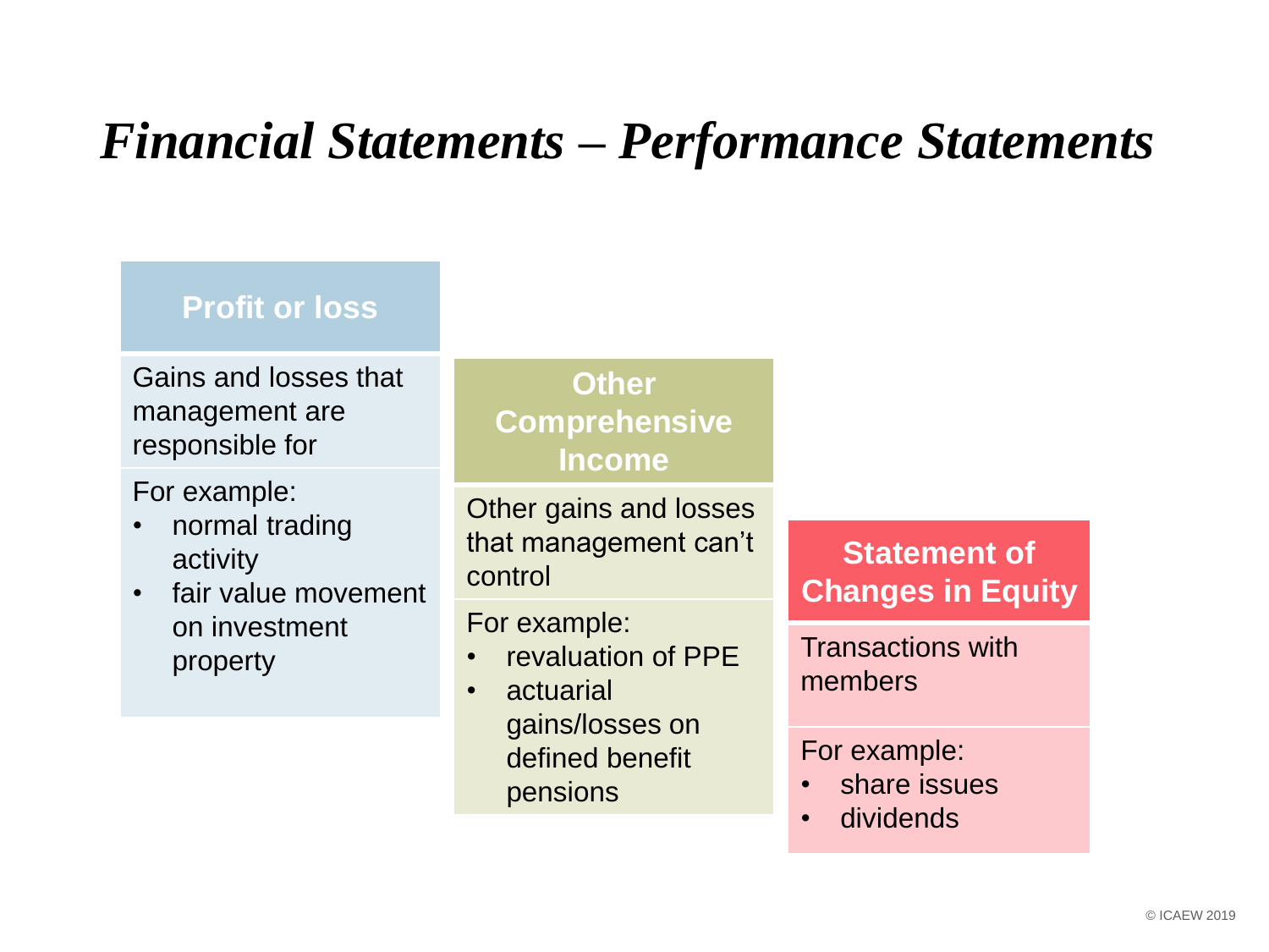# *Financial Statements – Performance Statements*

## Profit or loss

Gains and losses that management are responsible for

For example:

- normal trading activity
- fair value movement on investment property

## Other Comprehensive Income

Other gains and losses that management can't control

For example:

- revaluation of PPE
- actuarial gains/losses on defined benefit pensions

## Statement of Changes in Equity

Transactions with members

For example:

- share issues
- dividends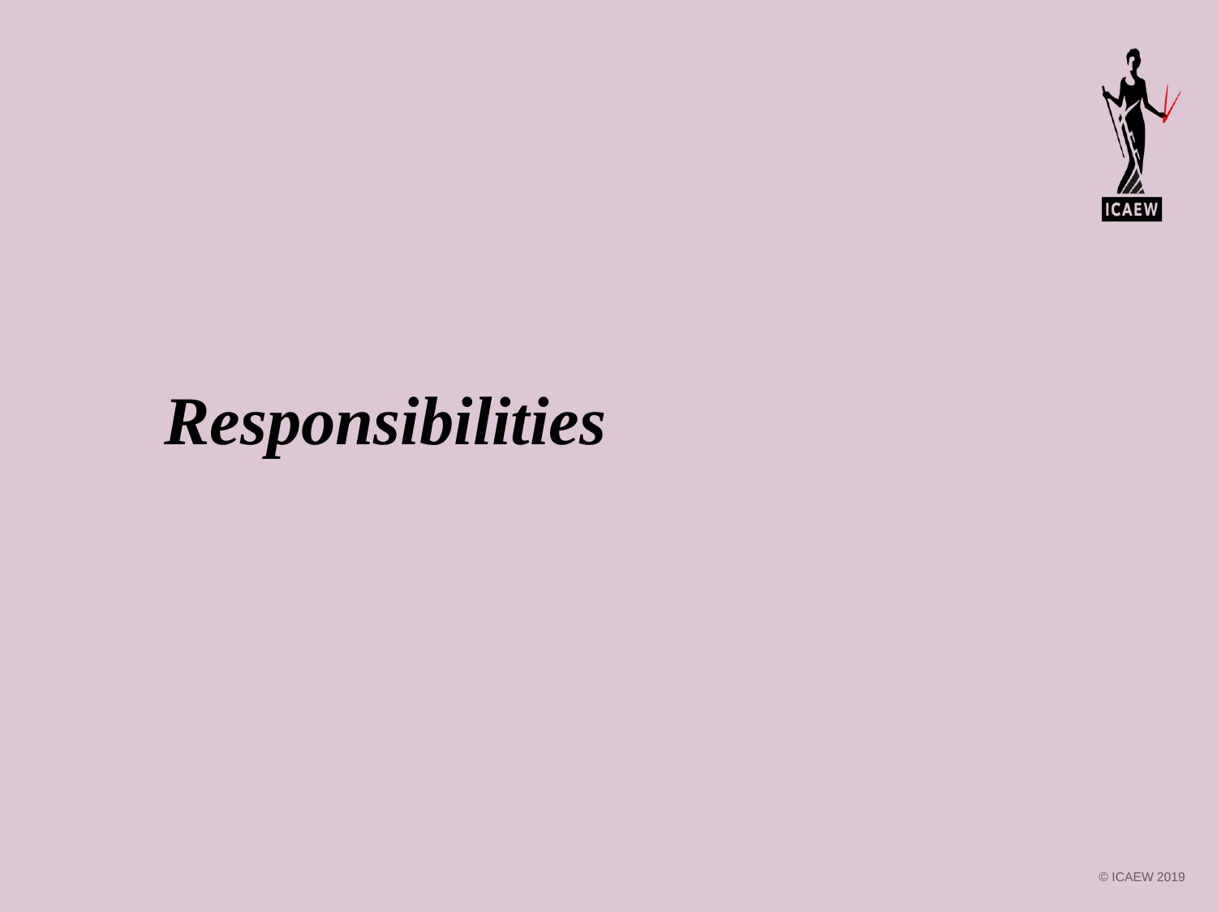# *Responsibilities*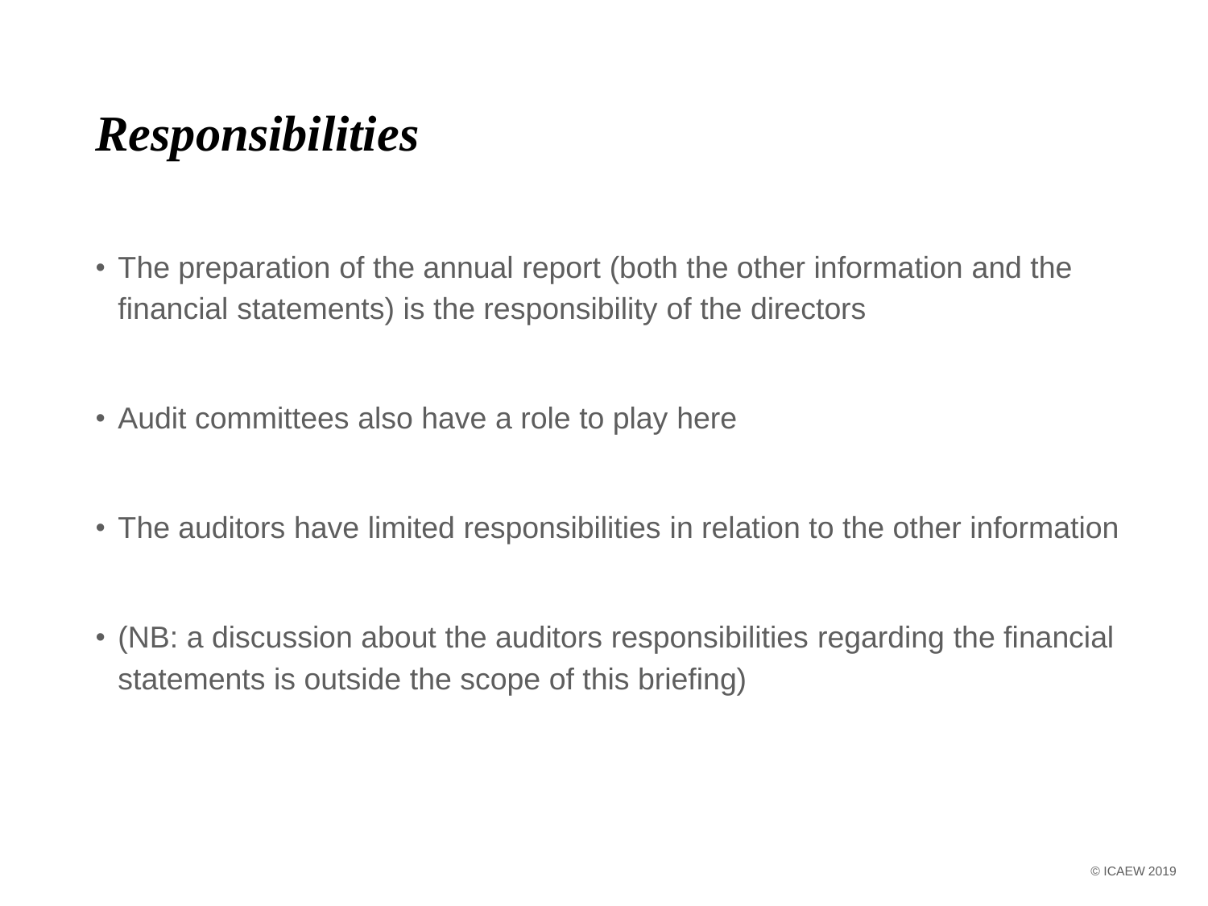# *Responsibilities*

- The preparation of the annual report (both the other information and the financial statements) is the responsibility of the directors
- Audit committees also have a role to play here
- The auditors have limited responsibilities in relation to the other information
- (NB: a discussion about the auditors responsibilities regarding the financial statements is outside the scope of this briefing)

© ICAEW 2019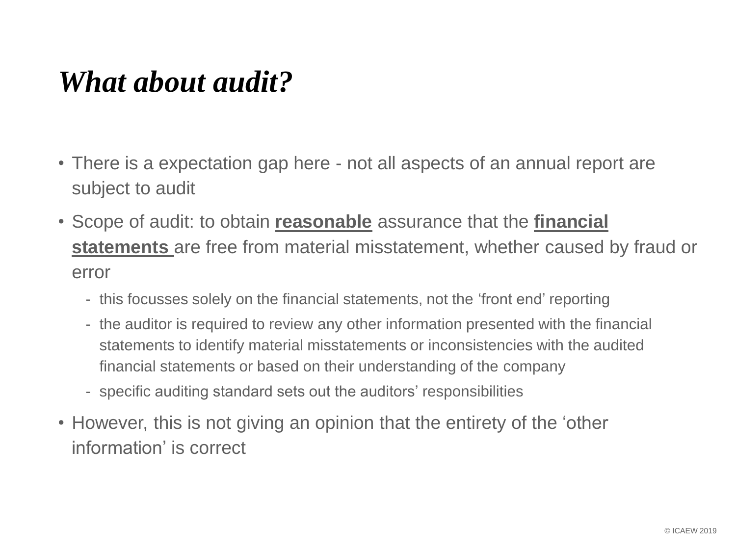# *What about audit?*

- There is a expectation gap here - not all aspects of an annual report are subject to audit
- Scope of audit: to obtain **reasonable** assurance that the **financial statements** are free from material misstatement, whether caused by fraud or error
  - this focusses solely on the financial statements, not the 'front end' reporting
  - the auditor is required to review any other information presented with the financial statements to identify material misstatements or inconsistencies with the audited financial statements or based on their understanding of the company
  - specific auditing standard sets out the auditors' responsibilities
- However, this is not giving an opinion that the entirety of the 'other information' is correct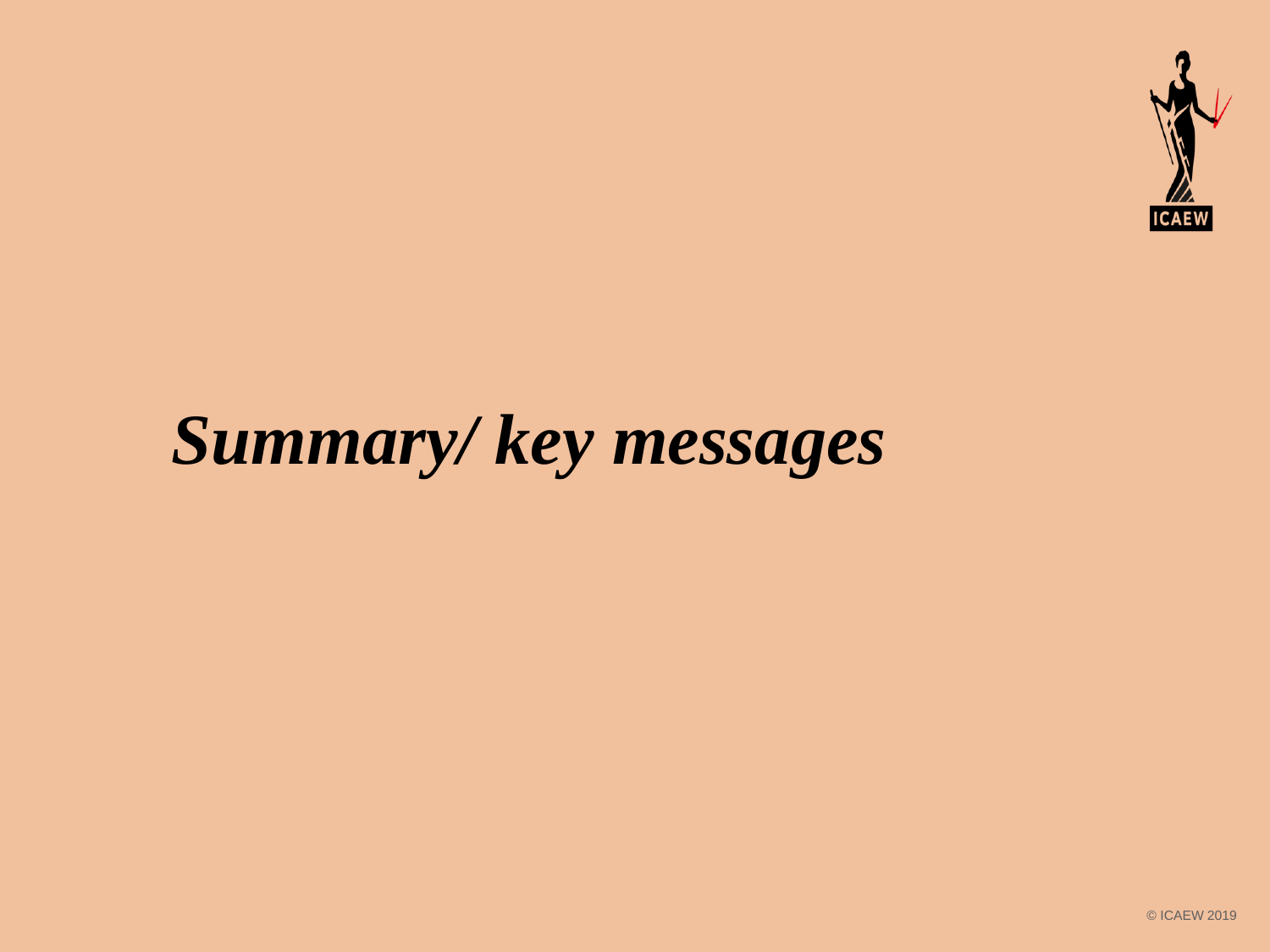# ***Summary/ key messages***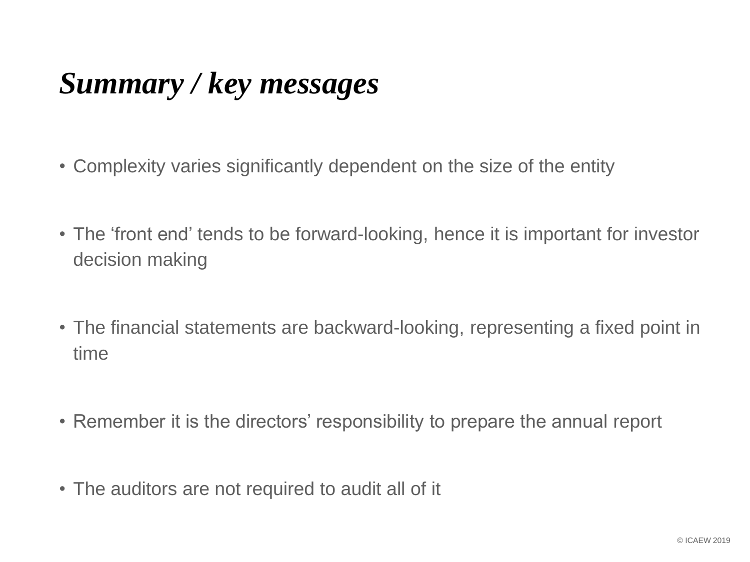# *Summary / key messages*

- Complexity varies significantly dependent on the size of the entity
- The ‘front end’ tends to be forward-looking, hence it is important for investor decision making
- The financial statements are backward-looking, representing a fixed point in time
- Remember it is the directors’ responsibility to prepare the annual report
- The auditors are not required to audit all of it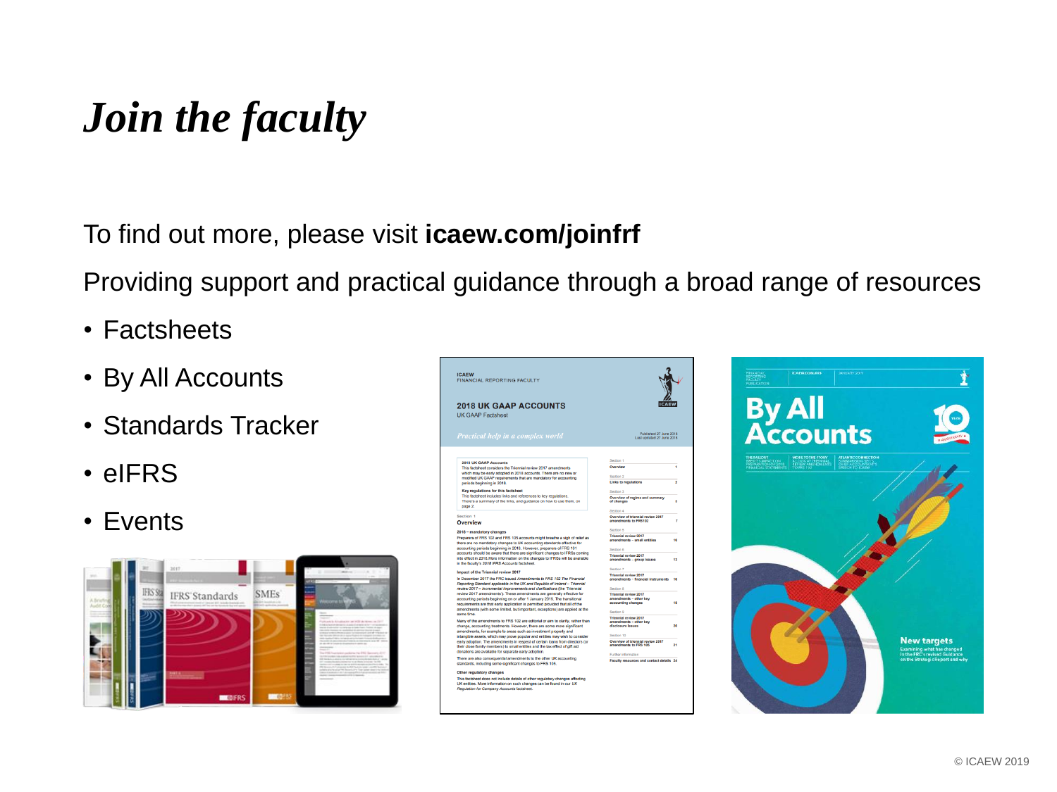# *Join the faculty*

To find out more, please visit **icaew.com/joinfrf**

Providing support and practical guidance through a broad range of resources

- Factsheets
- By All Accounts
- Standards Tracker
- eIFRS
- Events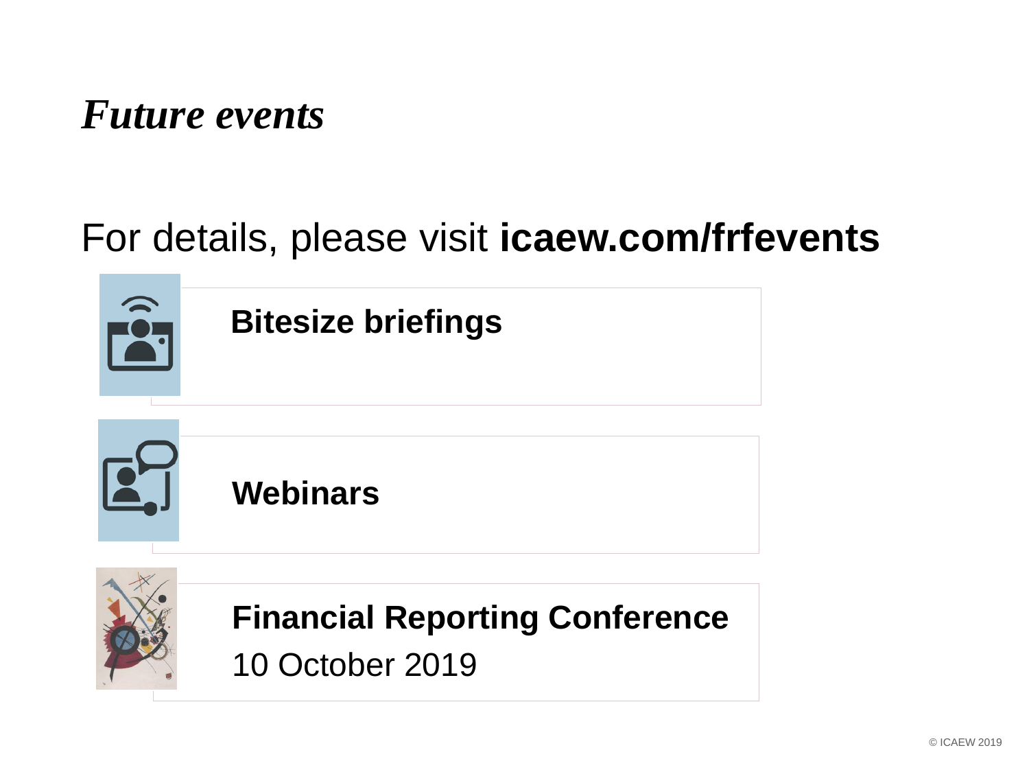# *Future events*

For details, please visit **icaew.com/frfevents**

**Bitesize briefings**

**Webinars**

**Financial Reporting Conference**
10 October 2019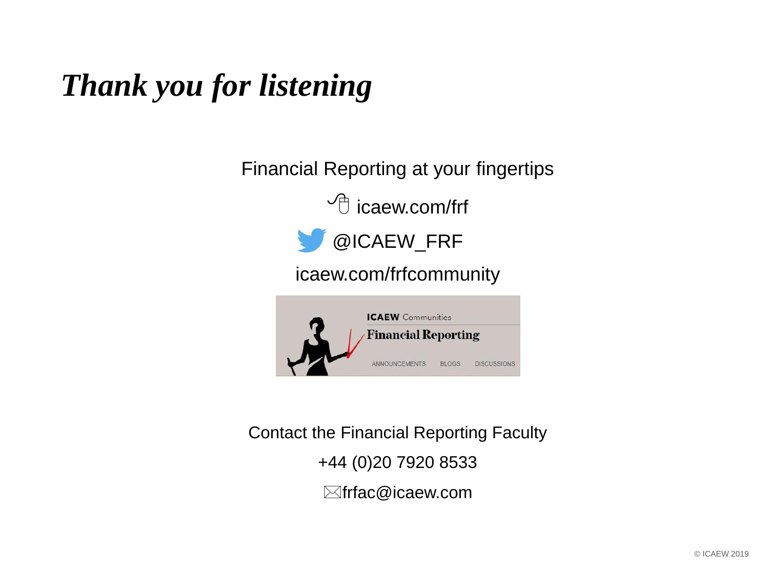# *Thank you for listening*

Financial Reporting at your fingertips

icaew.com/frf

@ICAEW_FRF

icaew.com/frfcommunity

ICAEW Communities

Financial Reporting

ANNOUNCEMENTS BLOGS DISCUSSIONS

Contact the Financial Reporting Faculty

+44 (0)20 7920 8533

frfac@icaew.com

© ICAEW 2019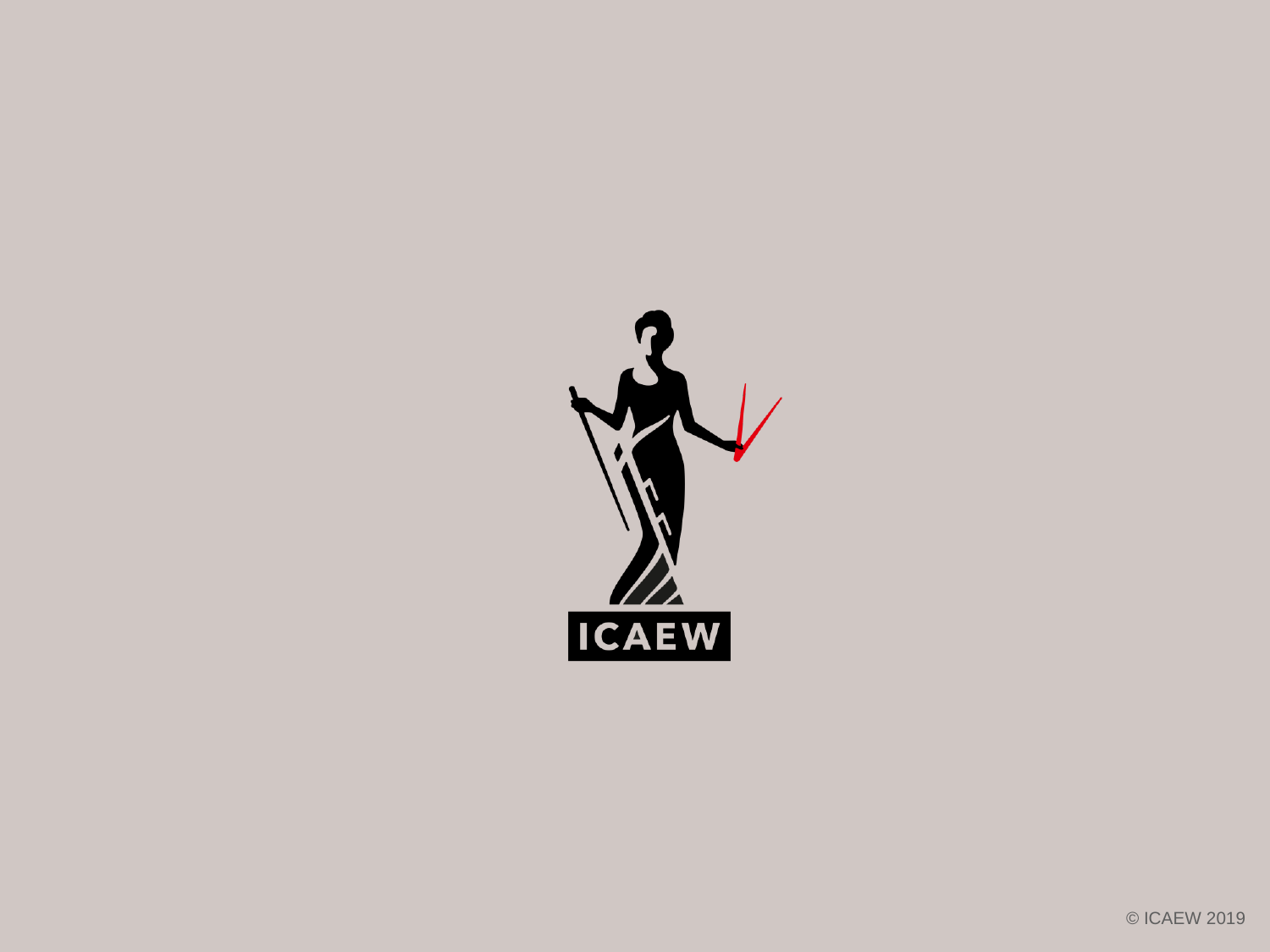ICAEW

© ICAEW 2019